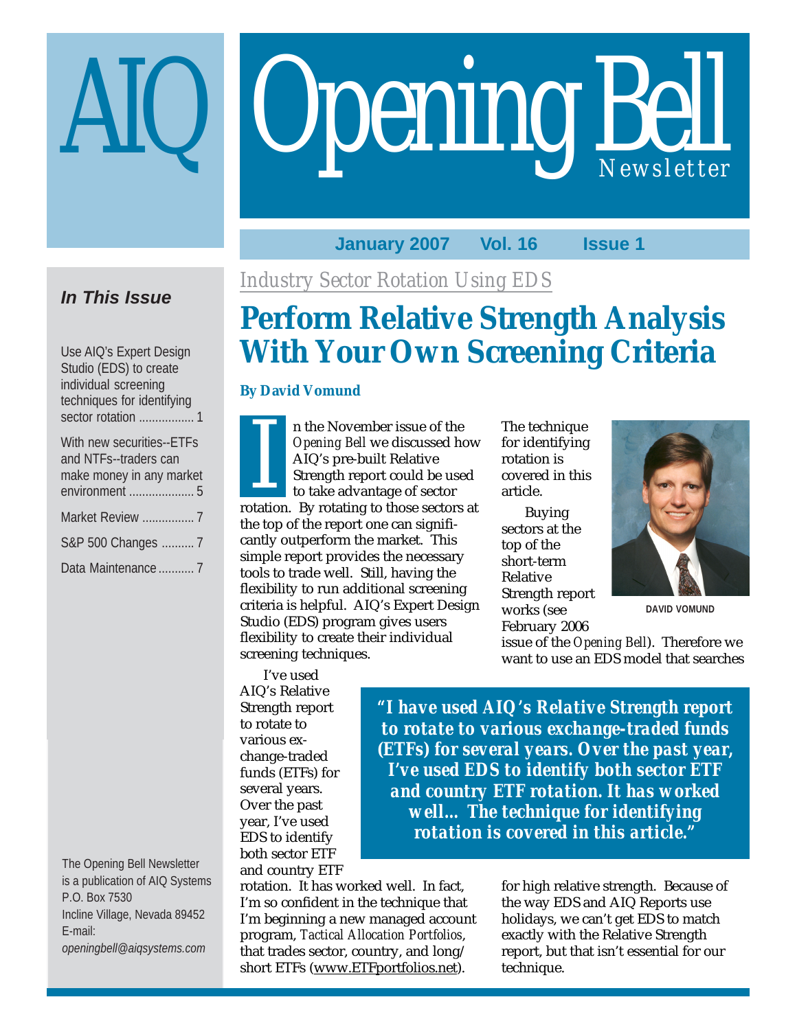# AIQ Opening Bell Newsletter

**January 2007 Vol. 16 Issue 1**

### In This Issue

- Use AIQ's Expert Design Studio (EDS) to create individual screening techniques for identifying sector rotation ................. 1
- With new securities--ETFs and NTFs--traders can make money in any market environment .................... 5
- Market Review ................ 7
- S&P 500 Changes .......... 7
- Data Maintenance ........... 7

The Opening Bell Newsletter is a publication of AIQ Systems
P.O. Box 7530
Incline Village, Nevada 89452
E-mail: *openingbell@aiqsystems.com*

*Industry Sector Rotation Using EDS*

## Perform Relative Strength Analysis With Your Own Screening Criteria

**By David Vomund**

In the November issue of the *Opening Bell* we discussed how AIQ's pre-built Relative Strength report could be used to take advantage of sector rotation. By rotating to those sectors at the top of the report one can significantly outperform the market. This simple report provides the necessary tools to trade well. Still, having the flexibility to run additional screening criteria is helpful. AIQ's Expert Design Studio (EDS) program gives users flexibility to create their individual screening techniques.

I've used AIQ's Relative Strength report to rotate to various exchange-traded funds (ETFs) for several years. Over the past year, I've used EDS to identify both sector ETF and country ETF rotation. It has worked well. In fact, I'm so confident in the technique that I'm beginning a new managed account program, *Tactical Allocation Portfolios*, that trades sector, country, and long/short ETFs (www.ETFportfolios.net). The technique for identifying rotation is covered in this article.

DAVID VOMUND

Buying sectors at the top of the short-term Relative Strength report works (see February 2006 issue of the *Opening Bell*). Therefore we want to use an EDS model that searches for high relative strength. Because of the way EDS and AIQ Reports use holidays, we can't get EDS to match exactly with the Relative Strength report, but that isn't essential for our technique.

> ***"I have used AIQ's Relative Strength report to rotate to various exchange-traded funds (ETFs) for several years. Over the past year, I've used EDS to identify both sector ETF and country ETF rotation. It has worked well... The technique for identifying rotation is covered in this article."***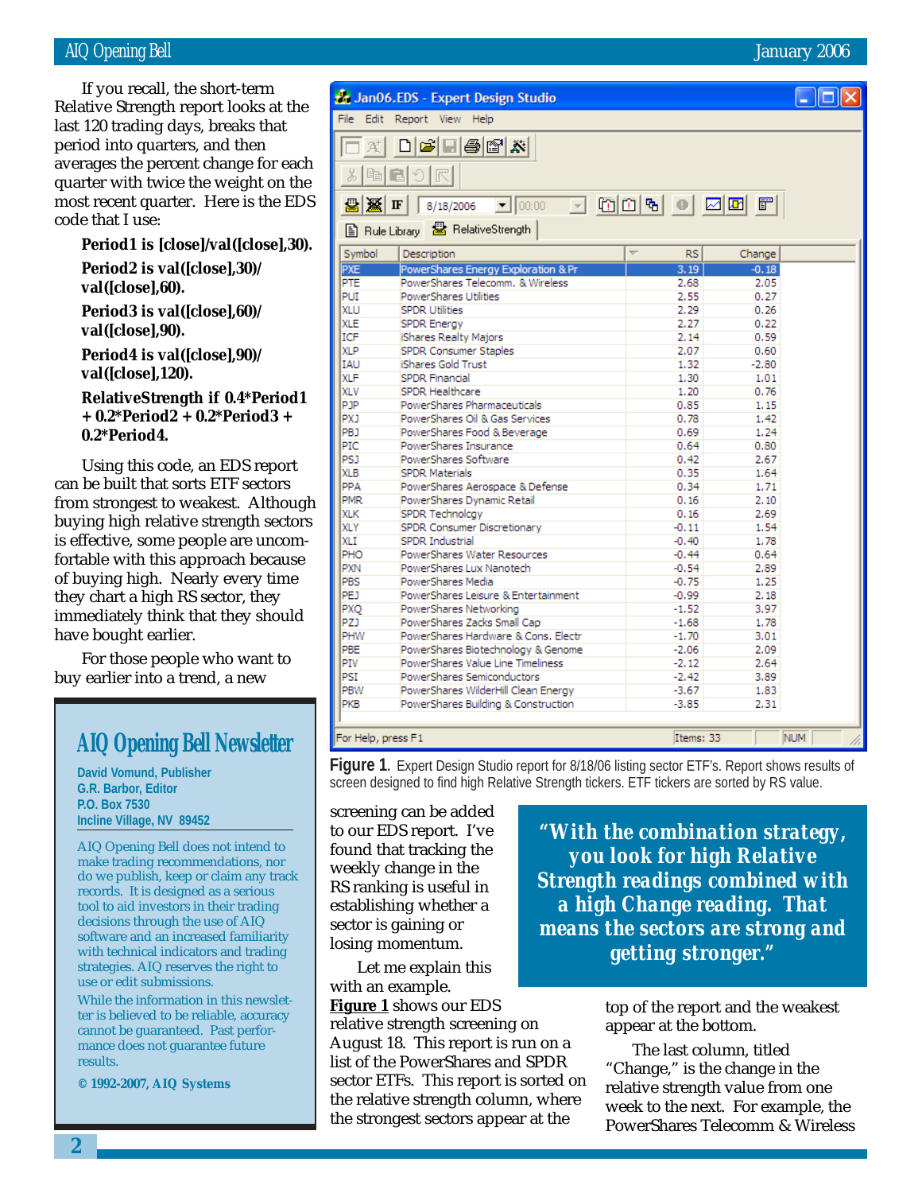If you recall, the short-term Relative Strength report looks at the last 120 trading days, breaks that period into quarters, and then averages the percent change for each quarter with twice the weight on the most recent quarter. Here is the EDS code that I use:

```
Period1 is [close]/val([close],30).

Period2 is val([close],30)/
val([close],60).

Period3 is val([close],60)/
val([close],90).

Period4 is val([close],90)/
val([close],120).

RelativeStrength if 0.4*Period1
+ 0.2*Period2 + 0.2*Period3 +
0.2*Period4.
```

Using this code, an EDS report can be built that sorts ETF sectors from strongest to weakest. Although buying high relative strength sectors is effective, some people are uncomfortable with this approach because of buying high. Nearly every time they chart a high RS sector, they immediately think that they should have bought earlier.

For those people who want to buy earlier into a trend, a new screening can be added to our EDS report. I've found that tracking the weekly change in the RS ranking is useful in establishing whether a sector is gaining or losing momentum.

Let me explain this with an example. **Figure 1** shows our EDS relative strength screening on August 18. This report is run on a list of the PowerShares and SPDR sector ETFs. This report is sorted on the relative strength column, where the strongest sectors appear at the top of the report and the weakest appear at the bottom.

The last column, titled "Change," is the change in the relative strength value from one week to the next. For example, the PowerShares Telecomm & Wireless

> ***"With the combination strategy, you look for high Relative Strength readings combined with a high Change reading. That means the sectors are strong and getting stronger."***

| Symbol | Description | RS | Change |
|---|---|---|---|
| PXE | PowerShares Energy Exploration & Pr | 3.19 | -0.18 |
| PTE | PowerShares Telecomm. & Wireless | 2.68 | 2.05 |
| PUI | PowerShares Utilities | 2.55 | 0.27 |
| XLU | SPDR Utilities | 2.29 | 0.26 |
| XLE | SPDR Energy | 2.27 | 0.22 |
| ICF | iShares Realty Majors | 2.14 | 0.59 |
| XLP | SPDR Consumer Staples | 2.07 | 0.60 |
| IAU | iShares Gold Trust | 1.32 | -2.80 |
| XLF | SPDR Financial | 1.30 | 1.01 |
| XLV | SPDR Healthcare | 1.20 | 0.76 |
| PJP | PowerShares Pharmaceuticals | 0.85 | 1.15 |
| PXJ | PowerShares Oil & Gas Services | 0.78 | 1.42 |
| PBJ | PowerShares Food & Beverage | 0.69 | 1.24 |
| PIC | PowerShares Insurance | 0.64 | 0.80 |
| PSJ | PowerShares Software | 0.42 | 2.67 |
| XLB | SPDR Materials | 0.35 | 1.64 |
| PPA | PowerShares Aerospace & Defense | 0.34 | 1.71 |
| PMR | PowerShares Dynamic Retail | 0.16 | 2.10 |
| XLK | SPDR Technology | 0.16 | 2.69 |
| XLY | SPDR Consumer Discretionary | -0.11 | 1.54 |
| XLI | SPDR Industrial | -0.40 | 1.78 |
| PHO | PowerShares Water Resources | -0.44 | 0.64 |
| PXN | PowerShares Lux Nanotech | -0.54 | 2.89 |
| PBS | PowerShares Media | -0.75 | 1.25 |
| PEJ | PowerShares Leisure & Entertainment | -0.99 | 2.18 |
| PXQ | PowerShares Networking | -1.52 | 3.97 |
| PZJ | PowerShares Zacks Small Cap | -1.68 | 1.78 |
| PHW | PowerShares Hardware & Cons. Electr | -1.70 | 3.01 |
| PBE | PowerShares Biotechnology & Genome | -2.06 | 2.09 |
| PIV | PowerShares Value Line Timeliness | -2.12 | 2.64 |
| PSI | PowerShares Semiconductors | -2.42 | 3.89 |
| PBW | PowerShares WilderHill Clean Energy | -3.67 | 1.83 |
| PKB | PowerShares Building & Construction | -3.85 | 2.31 |

**Figure 1.** Expert Design Studio report for 8/18/06 listing sector ETF's. Report shows results of screen designed to find high Relative Strength tickers. ETF tickers are sorted by RS value.

## AIQ Opening Bell Newsletter

**David Vomund, Publisher**
**G.R. Barbor, Editor**
**P.O. Box 7530**
**Incline Village, NV 89452**

AIQ Opening Bell does not intend to make trading recommendations, nor do we publish, keep or claim any track records. It is designed as a serious tool to aid investors in their trading decisions through the use of AIQ software and an increased familiarity with technical indicators and trading strategies. AIQ reserves the right to use or edit submissions.

While the information in this newsletter is believed to be reliable, accuracy cannot be guaranteed. Past performance does not guarantee future results.

**© 1992-2007, AIQ Systems**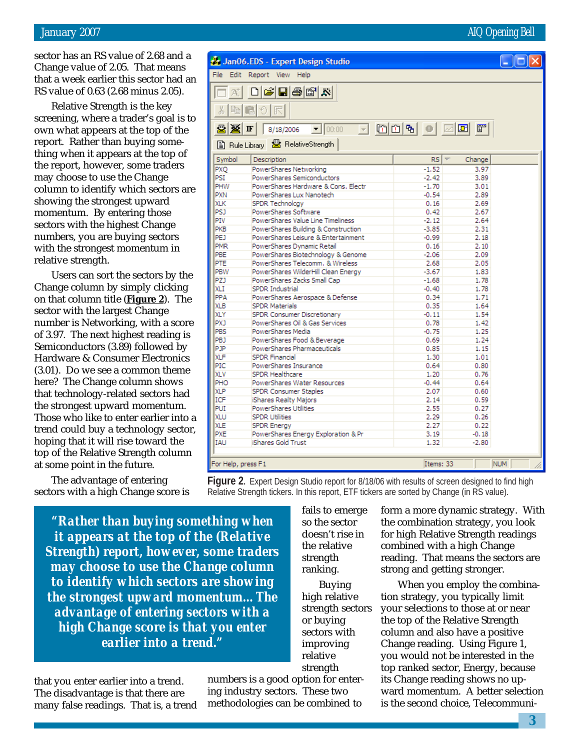sector has an RS value of 2.68 and a Change value of 2.05. That means that a week earlier this sector had an RS value of 0.63 (2.68 minus 2.05).

Relative Strength is the key screening, where a trader's goal is to own what appears at the top of the report. Rather than buying something when it appears at the top of the report, however, some traders may choose to use the Change column to identify which sectors are showing the strongest upward momentum. By entering those sectors with the highest Change numbers, you are buying sectors with the strongest momentum in relative strength.

Users can sort the sectors by the Change column by simply clicking on that column title (**Figure 2**). The sector with the largest Change number is Networking, with a score of 3.97. The next highest reading is Semiconductors (3.89) followed by Hardware & Consumer Electronics (3.01). Do we see a common theme here? The Change column shows that technology-related sectors had the strongest upward momentum. Those who like to enter earlier into a trend could buy a technology sector, hoping that it will rise toward the top of the Relative Strength column at some point in the future.

The advantage of entering sectors with a high Change score is that you enter earlier into a trend. The disadvantage is that there are many false readings. That is, a trend fails to emerge so the sector doesn't rise in the relative strength ranking.

**"Rather than buying something when it appears at the top of the (Relative Strength) report, however, some traders may choose to use the Change column to identify which sectors are showing the strongest upward momentum... The advantage of entering sectors with a high Change score is that you enter earlier into a trend."**

Jan06.EDS - Expert Design Studio — 8/18/2006 — RelativeStrength

| Symbol | Description | RS | Change |
|---|---|---|---|
| PXQ | PowerShares Networking | -1.52 | 3.97 |
| PSI | PowerShares Semiconductors | -2.42 | 3.89 |
| PHW | PowerShares Hardware & Cons. Electr | -1.70 | 3.01 |
| PXN | PowerShares Lux Nanotech | -0.54 | 2.89 |
| XLK | SPDR Technology | 0.16 | 2.69 |
| PSJ | PowerShares Software | 0.42 | 2.67 |
| PIV | PowerShares Value Line Timeliness | -2.12 | 2.64 |
| PKB | PowerShares Building & Construction | -3.85 | 2.31 |
| PEJ | PowerShares Leisure & Entertainment | -0.99 | 2.18 |
| PMR | PowerShares Dynamic Retail | 0.16 | 2.10 |
| PBE | PowerShares Biotechnology & Genome | -2.06 | 2.09 |
| PTE | PowerShares Telecomm. & Wireless | 2.68 | 2.05 |
| PBW | PowerShares WilderHill Clean Energy | -3.67 | 1.83 |
| PZJ | PowerShares Zacks Small Cap | -1.68 | 1.78 |
| XLI | SPDR Industrial | -0.40 | 1.78 |
| PPA | PowerShares Aerospace & Defense | 0.34 | 1.71 |
| XLB | SPDR Materials | 0.35 | 1.64 |
| XLY | SPDR Consumer Discretionary | -0.11 | 1.54 |
| PXJ | PowerShares Oil & Gas Services | 0.78 | 1.42 |
| PBS | PowerShares Media | -0.75 | 1.25 |
| PBJ | PowerShares Food & Beverage | 0.69 | 1.24 |
| PJP | PowerShares Pharmaceuticals | 0.85 | 1.15 |
| XLF | SPDR Financial | 1.30 | 1.01 |
| PIC | PowerShares Insurance | 0.64 | 0.80 |
| XLV | SPDR Healthcare | 1.20 | 0.76 |
| PHO | PowerShares Water Resources | -0.44 | 0.64 |
| XLP | SPDR Consumer Staples | 2.07 | 0.60 |
| ICF | iShares Realty Majors | 2.14 | 0.59 |
| PUI | PowerShares Utilities | 2.55 | 0.27 |
| XLU | SPDR Utilities | 2.29 | 0.26 |
| XLE | SPDR Energy | 2.27 | 0.22 |
| PXE | PowerShares Energy Exploration & Pr | 3.19 | -0.18 |
| IAU | iShares Gold Trust | 1.32 | -2.80 |

For Help, press F1 — Items: 33

**Figure 2.** Expert Design Studio report for 8/18/06 with results of screen designed to find high Relative Strength tickers. In this report, ETF tickers are sorted by Change (in RS value).

Buying high relative strength sectors or buying sectors with improving relative strength numbers is a good option for entering industry sectors. These two methodologies can be combined to form a more dynamic strategy. With the combination strategy, you look for high Relative Strength readings combined with a high Change reading. That means the sectors are strong and getting stronger.

When you employ the combination strategy, you typically limit your selections to those at or near the top of the Relative Strength column and also have a positive Change reading. Using Figure 1, you would not be interested in the top ranked sector, Energy, because its Change reading shows no upward momentum. A better selection is the second choice, Telecommuni-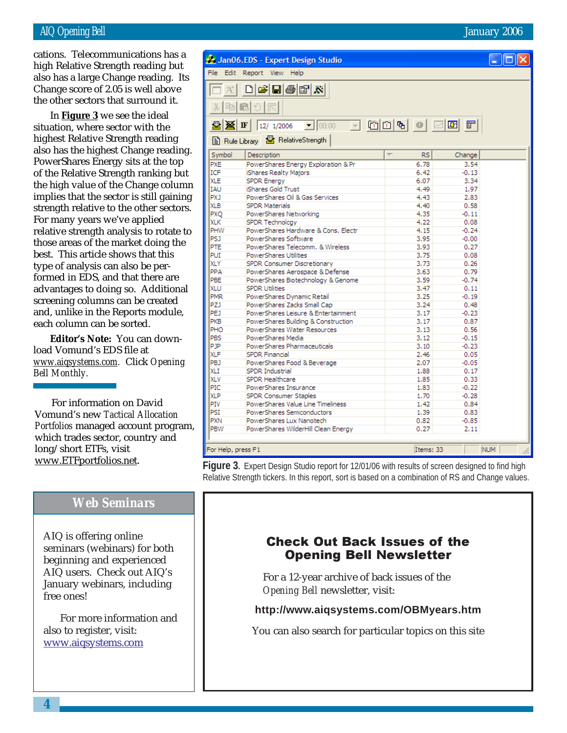cations. Telecommunications has a high Relative Strength reading but also has a large Change reading. Its Change score of 2.05 is well above the other sectors that surround it.

In **Figure 3** we see the ideal situation, where sector with the highest Relative Strength reading also has the highest Change reading. PowerShares Energy sits at the top of the Relative Strength ranking but the high value of the Change column implies that the sector is still gaining strength relative to the other sectors. For many years we've applied relative strength analysis to rotate to those areas of the market doing the best. This article shows that this type of analysis can also be performed in EDS, and that there are advantages to doing so. Additional screening columns can be created and, unlike in the Reports module, each column can be sorted.

**Editor's Note:** You can download Vomund's EDS file at www.aiqsystems.com. Click *Opening Bell Monthly*.

For information on David Vomund's new *Tactical Allocation Portfolios* managed account program, which trades sector, country and long/short ETFs, visit www.ETFportfolios.net.

| Symbol | Description | RS | Change |
|---|---|---|---|
| PXE | PowerShares Energy Exploration & Pr | 6.78 | 3.54 |
| ICF | iShares Realty Majors | 6.42 | -0.13 |
| XLE | SPDR Energy | 6.07 | 3.34 |
| IAU | iShares Gold Trust | 4.49 | 1.97 |
| PXJ | PowerShares Oil & Gas Services | 4.43 | 2.83 |
| XLB | SPDR Materials | 4.40 | 0.58 |
| PXQ | PowerShares Networking | 4.35 | -0.11 |
| XLK | SPDR Technology | 4.22 | 0.08 |
| PHW | PowerShares Hardware & Cons. Electr | 4.15 | -0.24 |
| PSJ | PowerShares Software | 3.95 | -0.00 |
| PTE | PowerShares Telecomm. & Wireless | 3.93 | 0.27 |
| PUI | PowerShares Utilities | 3.75 | 0.08 |
| XLY | SPDR Consumer Discretionary | 3.73 | 0.26 |
| PPA | PowerShares Aerospace & Defense | 3.63 | 0.79 |
| PBE | PowerShares Biotechnology & Genome | 3.59 | -0.74 |
| XLU | SPDR Utilities | 3.47 | 0.11 |
| PMR | PowerShares Dynamic Retail | 3.25 | -0.19 |
| PZJ | PowerShares Zacks Small Cap | 3.24 | 0.48 |
| PEJ | PowerShares Leisure & Entertainment | 3.17 | -0.23 |
| PKB | PowerShares Building & Construction | 3.17 | 0.87 |
| PHO | PowerShares Water Resources | 3.13 | 0.56 |
| PBS | PowerShares Media | 3.12 | -0.15 |
| PJP | PowerShares Pharmaceuticals | 3.10 | -0.23 |
| XLF | SPDR Financial | 2.46 | 0.05 |
| PBJ | PowerShares Food & Beverage | 2.07 | -0.05 |
| XLI | SPDR Industrial | 1.88 | 0.17 |
| XLV | SPDR Healthcare | 1.85 | 0.33 |
| PIC | PowerShares Insurance | 1.83 | -0.22 |
| XLP | SPDR Consumer Staples | 1.70 | -0.28 |
| PIV | PowerShares Value Line Timeliness | 1.42 | 0.84 |
| PSI | PowerShares Semiconductors | 1.39 | 0.83 |
| PXN | PowerShares Lux Nanotech | 0.82 | -0.85 |
| PBW | PowerShares WilderHill Clean Energy | 0.27 | 2.11 |

**Figure 3.** Expert Design Studio report for 12/01/06 with results of screen designed to find high Relative Strength tickers. In this report, sort is based on a combination of RS and Change values.

## Web Seminars

AIQ is offering online seminars (webinars) for both beginning and experienced AIQ users. Check out AIQ's January webinars, including free ones!

For more information and also to register, visit: www.aiqsystems.com

## Check Out Back Issues of the Opening Bell Newsletter

For a 12-year archive of back issues of the *Opening Bell* newsletter, visit:

**http://www.aiqsystems.com/OBMyears.htm**

You can also search for particular topics on this site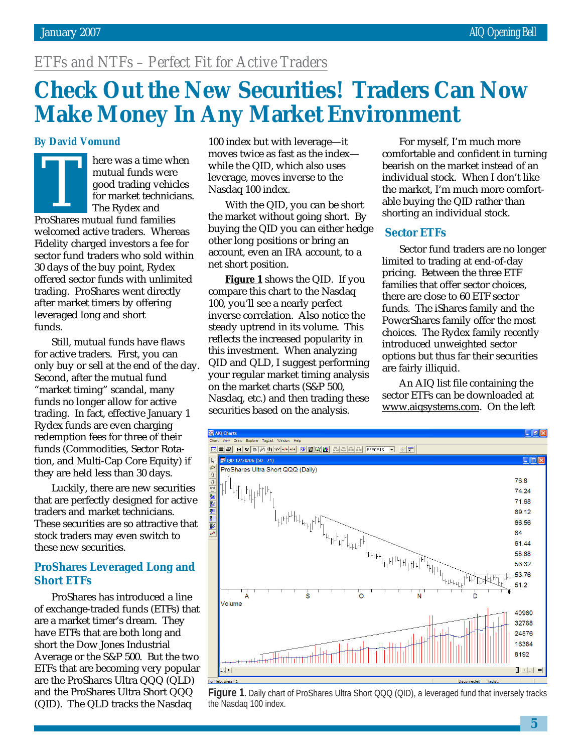*ETFs and NTFs – Perfect Fit for Active Traders*

# Check Out the New Securities! Traders Can Now Make Money In Any Market Environment

**By David Vomund**

There was a time when mutual funds were good trading vehicles for market technicians. The Rydex and ProShares mutual fund families welcomed active traders. Whereas Fidelity charged investors a fee for sector fund traders who sold within 30 days of the buy point, Rydex offered sector funds with unlimited trading. ProShares went directly after market timers by offering leveraged long and short funds.

Still, mutual funds have flaws for active traders. First, you can only buy or sell at the end of the day. Second, after the mutual fund "market timing" scandal, many funds no longer allow for active trading. In fact, effective January 1 Rydex funds are even charging redemption fees for three of their funds (Commodities, Sector Rotation, and Multi-Cap Core Equity) if they are held less than 30 days.

Luckily, there are new securities that are perfectly designed for active traders and market technicians. These securities are so attractive that stock traders may even switch to these new securities.

## ProShares Leveraged Long and Short ETFs

ProShares has introduced a line of exchange-traded funds (ETFs) that are a market timer's dream. They have ETFs that are both long and short the Dow Jones Industrial Average or the S&P 500. But the two ETFs that are becoming very popular are the ProShares Ultra QQQ (QLD) and the ProShares Ultra Short QQQ (QID). The QLD tracks the Nasdaq 100 index but with leverage—it moves twice as fast as the index—while the QID, which also uses leverage, moves inverse to the Nasdaq 100 index.

With the QID, you can be short the market without going short. By buying the QID you can either hedge other long positions or bring an account, even an IRA account, to a net short position.

**Figure 1** shows the QID. If you compare this chart to the Nasdaq 100, you'll see a nearly perfect inverse correlation. Also notice the steady uptrend in its volume. This reflects the increased popularity in this investment. When analyzing QID and QLD, I suggest performing your regular market timing analysis on the market charts (S&P 500, Nasdaq, etc.) and then trading these securities based on the analysis.

For myself, I'm much more comfortable and confident in turning bearish on the market instead of an individual stock. When I don't like the market, I'm much more comfortable buying the QID rather than shorting an individual stock.

## Sector ETFs

Sector fund traders are no longer limited to trading at end-of-day pricing. Between the three ETF families that offer sector choices, there are close to 60 ETF sector funds. The iShares family and the PowerShares family offer the most choices. The Rydex family recently introduced unweighted sector options but thus far their securities are fairly illiquid.

An AIQ list file containing the sector ETFs can be downloaded at www.aiqsystems.com. On the left

**Figure 1.** Daily chart of ProShares Ultra Short QQQ (QID), a leveraged fund that inversely tracks the Nasdaq 100 index.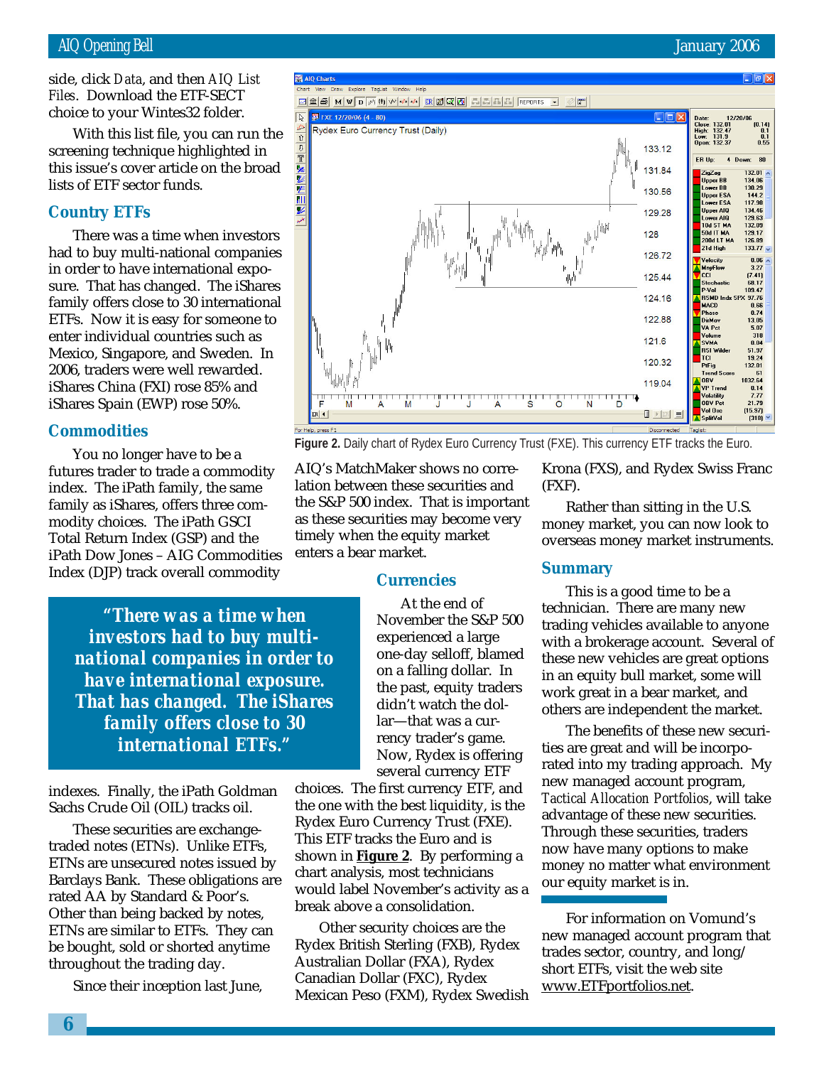side, click *Data*, and then *AIQ List Files*. Download the ETF-SECT choice to your Wintes32 folder.

With this list file, you can run the screening technique highlighted in this issue's cover article on the broad lists of ETF sector funds.

## Country ETFs

There was a time when investors had to buy multi-national companies in order to have international exposure. That has changed. The iShares family offers close to 30 international ETFs. Now it is easy for someone to enter individual countries such as Mexico, Singapore, and Sweden. In 2006, traders were well rewarded. iShares China (FXI) rose 85% and iShares Spain (EWP) rose 50%.

## Commodities

You no longer have to be a futures trader to trade a commodity index. The iPath family, the same family as iShares, offers three commodity choices. The iPath GSCI Total Return Index (GSP) and the iPath Dow Jones – AIG Commodities Index (DJP) track overall commodity indexes. Finally, the iPath Goldman Sachs Crude Oil (OIL) tracks oil.

> **"There was a time when investors had to buy multi-national companies in order to have international exposure. That has changed. The iShares family offers close to 30 international ETFs."**

These securities are exchange-traded notes (ETNs). Unlike ETFs, ETNs are unsecured notes issued by Barclays Bank. These obligations are rated AA by Standard & Poor's. Other than being backed by notes, ETNs are similar to ETFs. They can be bought, sold or shorted anytime throughout the trading day.

Since their inception last June, AIQ's MatchMaker shows no correlation between these securities and the S&P 500 index. That is important as these securities may become very timely when the equity market enters a bear market.

**Figure 2.** Daily chart of Rydex Euro Currency Trust (FXE). This currency ETF tracks the Euro.

## Currencies

At the end of November the S&P 500 experienced a large one-day selloff, blamed on a falling dollar. In the past, equity traders didn't watch the dollar—that was a currency trader's game. Now, Rydex is offering several currency ETF choices. The first currency ETF, and the one with the best liquidity, is the Rydex Euro Currency Trust (FXE). This ETF tracks the Euro and is shown in **Figure 2**. By performing a chart analysis, most technicians would label November's activity as a break above a consolidation.

Other security choices are the Rydex British Sterling (FXB), Rydex Australian Dollar (FXA), Rydex Canadian Dollar (FXC), Rydex Mexican Peso (FXM), Rydex Swedish Krona (FXS), and Rydex Swiss Franc (FXF).

Rather than sitting in the U.S. money market, you can now look to overseas money market instruments.

## Summary

This is a good time to be a technician. There are many new trading vehicles available to anyone with a brokerage account. Several of these new vehicles are great options in an equity bull market, some will work great in a bear market, and others are independent the market.

The benefits of these new securities are great and will be incorporated into my trading approach. My new managed account program, *Tactical Allocation Portfolios*, will take advantage of these new securities. Through these securities, traders now have many options to make money no matter what environment our equity market is in.

---

For information on Vomund's new managed account program that trades sector, country, and long/short ETFs, visit the web site www.ETFportfolios.net.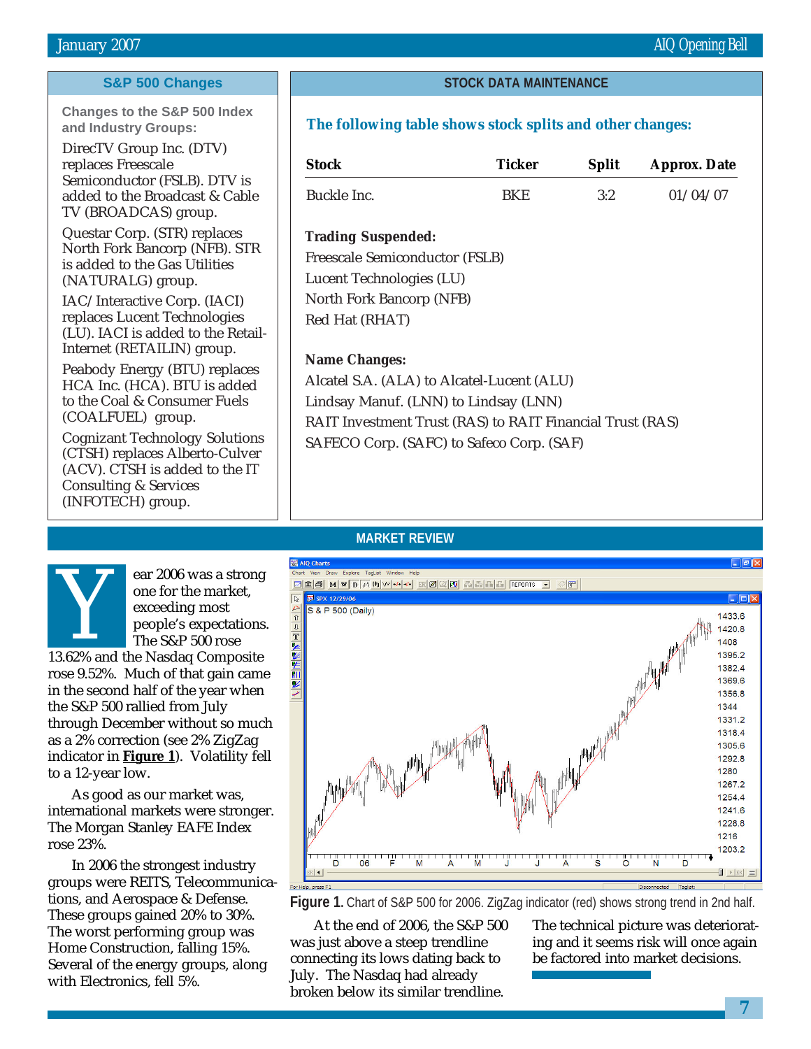## S&P 500 Changes

**Changes to the S&P 500 Index and Industry Groups:**

DirecTV Group Inc. (DTV) replaces Freescale Semiconductor (FSLB). DTV is added to the Broadcast & Cable TV (BROADCAS) group.

Questar Corp. (STR) replaces North Fork Bancorp (NFB). STR is added to the Gas Utilities (NATURALG) group.

IAC/Interactive Corp. (IACI) replaces Lucent Technologies (LU). IACI is added to the Retail-Internet (RETAILIN) group.

Peabody Energy (BTU) replaces HCA Inc. (HCA). BTU is added to the Coal & Consumer Fuels (COALFUEL) group.

Cognizant Technology Solutions (CTSH) replaces Alberto-Culver (ACV). CTSH is added to the IT Consulting & Services (INFOTECH) group.

## STOCK DATA MAINTENANCE

**The following table shows stock splits and other changes:**

| Stock | Ticker | Split | Approx. Date |
|---|---|---|---|
| Buckle Inc. | BKE | 3:2 | 01/04/07 |

**Trading Suspended:**

Freescale Semiconductor (FSLB)
Lucent Technologies (LU)
North Fork Bancorp (NFB)
Red Hat (RHAT)

**Name Changes:**

Alcatel S.A. (ALA) to Alcatel-Lucent (ALU)
Lindsay Manuf. (LNN) to Lindsay (LNN)
RAIT Investment Trust (RAS) to RAIT Financial Trust (RAS)
SAFECO Corp. (SAFC) to Safeco Corp. (SAF)

## MARKET REVIEW

Year 2006 was a strong one for the market, exceeding most people's expectations. The S&P 500 rose 13.62% and the Nasdaq Composite rose 9.52%. Much of that gain came in the second half of the year when the S&P 500 rallied from July through December without so much as a 2% correction (see 2% ZigZag indicator in **Figure 1**). Volatility fell to a 12-year low.

As good as our market was, international markets were stronger. The Morgan Stanley EAFE Index rose 23%.

In 2006 the strongest industry groups were REITS, Telecommunications, and Aerospace & Defense. These groups gained 20% to 30%. The worst performing group was Home Construction, falling 15%. Several of the energy groups, along with Electronics, fell 5%.

AIQ Charts
SPX 12/29/06
S & P 500 (Daily)
1433.6
1420.8
1408
1395.2
1382.4
1369.6
1356.8
1344
1331.2
1318.4
1305.6
1292.8
1280
1267.2
1254.4
1241.6
1228.8
1216
1203.2
D 06 F M A M J J A S O N D

**Figure 1.** Chart of S&P 500 for 2006. ZigZag indicator (red) shows strong trend in 2nd half.

At the end of 2006, the S&P 500 was just above a steep trendline connecting its lows dating back to July. The Nasdaq had already broken below its similar trendline. The technical picture was deteriorating and it seems risk will once again be factored into market decisions.